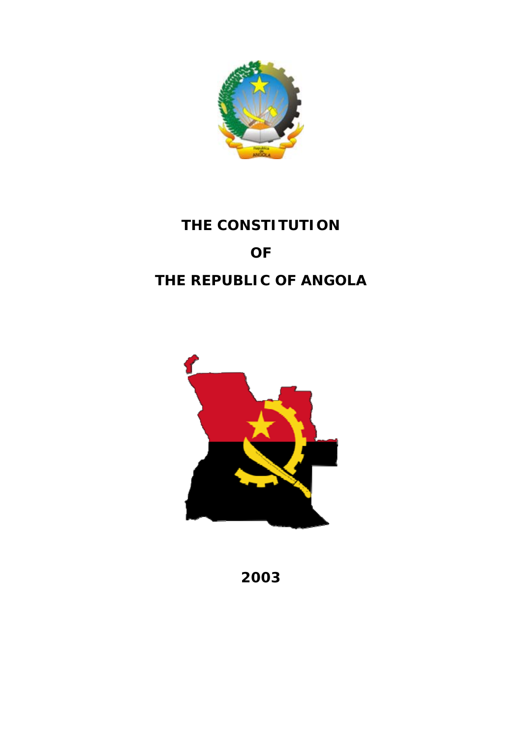# THE CONSTITUTION

# OF

# THE REPUBLIC OF ANGOLA

**2003**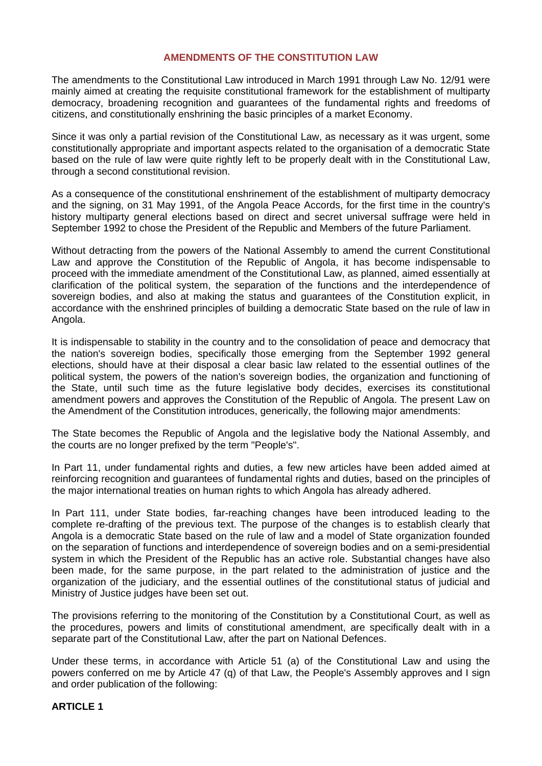## AMENDMENTS OF THE CONSTITUTION LAW

The amendments to the Constitutional Law introduced in March 1991 through Law No. 12/91 were mainly aimed at creating the requisite constitutional framework for the establishment of multiparty democracy, broadening recognition and guarantees of the fundamental rights and freedoms of citizens, and constitutionally enshrining the basic principles of a market Economy.

Since it was only a partial revision of the Constitutional Law, as necessary as it was urgent, some constitutionally appropriate and important aspects related to the organisation of a democratic State based on the rule of law were quite rightly left to be properly dealt with in the Constitutional Law, through a second constitutional revision.

As a consequence of the constitutional enshrinement of the establishment of multiparty democracy and the signing, on 31 May 1991, of the Angola Peace Accords, for the first time in the country's history multiparty general elections based on direct and secret universal suffrage were held in September 1992 to chose the President of the Republic and Members of the future Parliament.

Without detracting from the powers of the National Assembly to amend the current Constitutional Law and approve the Constitution of the Republic of Angola, it has become indispensable to proceed with the immediate amendment of the Constitutional Law, as planned, aimed essentially at clarification of the political system, the separation of the functions and the interdependence of sovereign bodies, and also at making the status and guarantees of the Constitution explicit, in accordance with the enshrined principles of building a democratic State based on the rule of law in Angola.

It is indispensable to stability in the country and to the consolidation of peace and democracy that the nation's sovereign bodies, specifically those emerging from the September 1992 general elections, should have at their disposal a clear basic law related to the essential outlines of the political system, the powers of the nation's sovereign bodies, the organization and functioning of the State, until such time as the future legislative body decides, exercises its constitutional amendment powers and approves the Constitution of the Republic of Angola. The present Law on the Amendment of the Constitution introduces, generically, the following major amendments:

The State becomes the Republic of Angola and the legislative body the National Assembly, and the courts are no longer prefixed by the term "People's".

In Part 11, under fundamental rights and duties, a few new articles have been added aimed at reinforcing recognition and guarantees of fundamental rights and duties, based on the principles of the major international treaties on human rights to which Angola has already adhered.

In Part 111, under State bodies, far-reaching changes have been introduced leading to the complete re-drafting of the previous text. The purpose of the changes is to establish clearly that Angola is a democratic State based on the rule of law and a model of State organization founded on the separation of functions and interdependence of sovereign bodies and on a semi-presidential system in which the President of the Republic has an active role. Substantial changes have also been made, for the same purpose, in the part related to the administration of justice and the organization of the judiciary, and the essential outlines of the constitutional status of judicial and Ministry of Justice judges have been set out.

The provisions referring to the monitoring of the Constitution by a Constitutional Court, as well as the procedures, powers and limits of constitutional amendment, are specifically dealt with in a separate part of the Constitutional Law, after the part on National Defences.

Under these terms, in accordance with Article 51 (a) of the Constitutional Law and using the powers conferred on me by Article 47 (q) of that Law, the People's Assembly approves and I sign and order publication of the following:

**ARTICLE 1**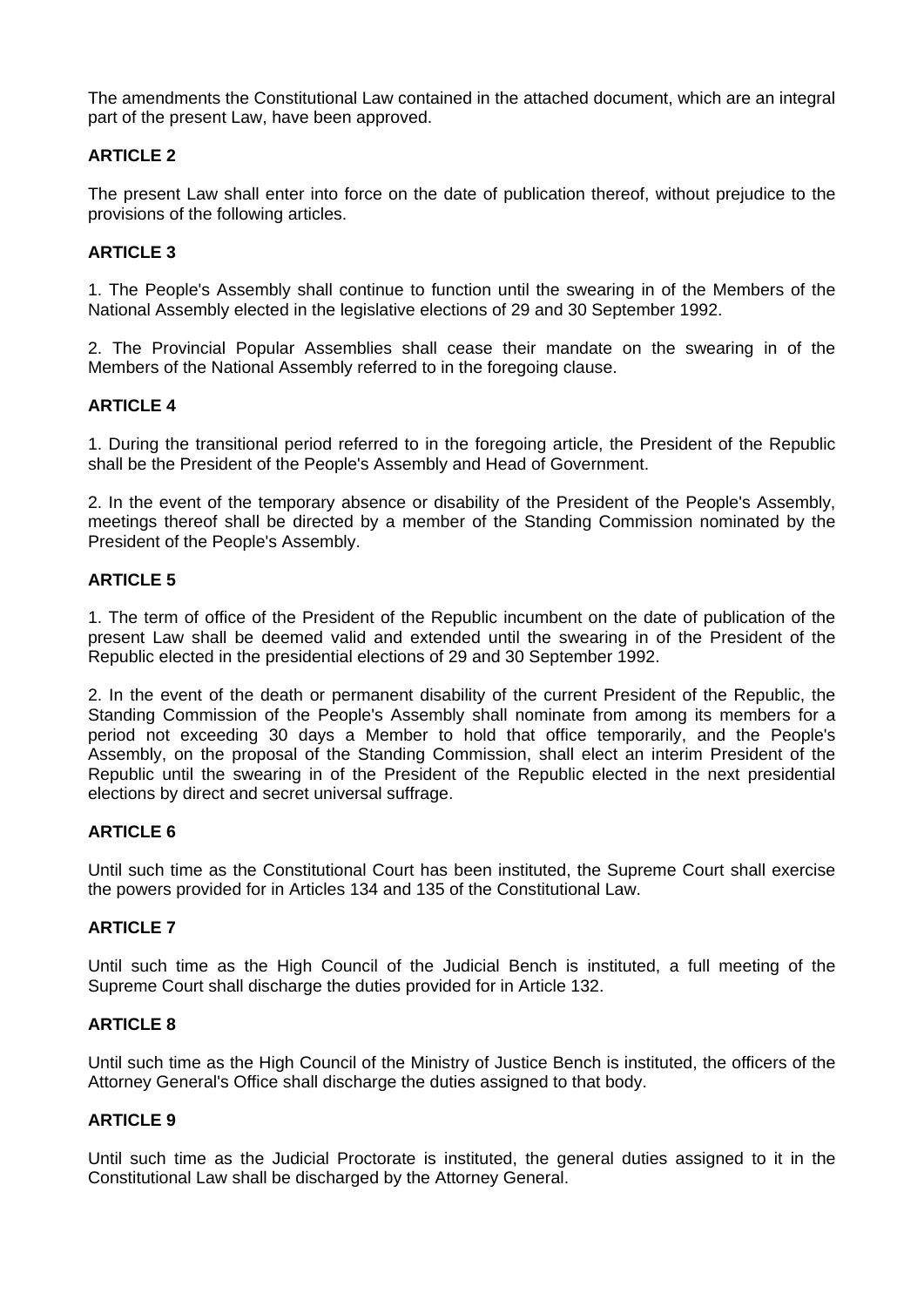The amendments the Constitutional Law contained in the attached document, which are an integral part of the present Law, have been approved.

**ARTICLE 2**

The present Law shall enter into force on the date of publication thereof, without prejudice to the provisions of the following articles.

**ARTICLE 3**

1. The People's Assembly shall continue to function until the swearing in of the Members of the National Assembly elected in the legislative elections of 29 and 30 September 1992.

2. The Provincial Popular Assemblies shall cease their mandate on the swearing in of the Members of the National Assembly referred to in the foregoing clause.

**ARTICLE 4**

1. During the transitional period referred to in the foregoing article, the President of the Republic shall be the President of the People's Assembly and Head of Government.

2. In the event of the temporary absence or disability of the President of the People's Assembly, meetings thereof shall be directed by a member of the Standing Commission nominated by the President of the People's Assembly.

**ARTICLE 5**

1. The term of office of the President of the Republic incumbent on the date of publication of the present Law shall be deemed valid and extended until the swearing in of the President of the Republic elected in the presidential elections of 29 and 30 September 1992.

2. In the event of the death or permanent disability of the current President of the Republic, the Standing Commission of the People's Assembly shall nominate from among its members for a period not exceeding 30 days a Member to hold that office temporarily, and the People's Assembly, on the proposal of the Standing Commission, shall elect an interim President of the Republic until the swearing in of the President of the Republic elected in the next presidential elections by direct and secret universal suffrage.

**ARTICLE 6**

Until such time as the Constitutional Court has been instituted, the Supreme Court shall exercise the powers provided for in Articles 134 and 135 of the Constitutional Law.

**ARTICLE 7**

Until such time as the High Council of the Judicial Bench is instituted, a full meeting of the Supreme Court shall discharge the duties provided for in Article 132.

**ARTICLE 8**

Until such time as the High Council of the Ministry of Justice Bench is instituted, the officers of the Attorney General's Office shall discharge the duties assigned to that body.

**ARTICLE 9**

Until such time as the Judicial Proctorate is instituted, the general duties assigned to it in the Constitutional Law shall be discharged by the Attorney General.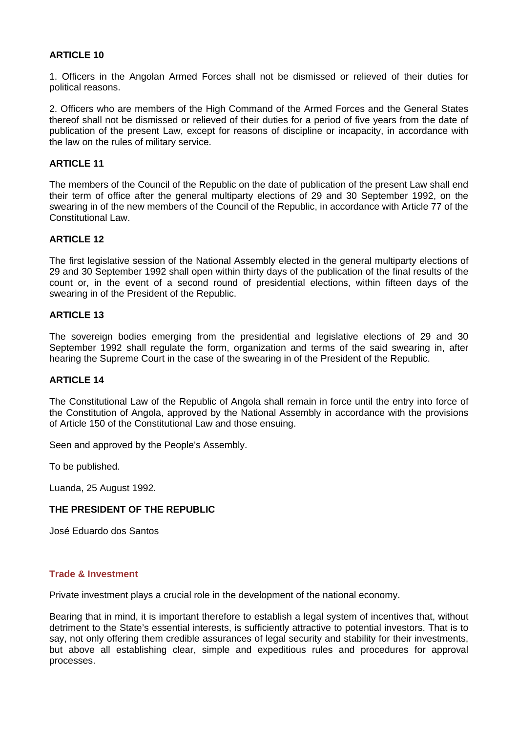**ARTICLE 10**

1. Officers in the Angolan Armed Forces shall not be dismissed or relieved of their duties for political reasons.

2. Officers who are members of the High Command of the Armed Forces and the General States thereof shall not be dismissed or relieved of their duties for a period of five years from the date of publication of the present Law, except for reasons of discipline or incapacity, in accordance with the law on the rules of military service.

**ARTICLE 11**

The members of the Council of the Republic on the date of publication of the present Law shall end their term of office after the general multiparty elections of 29 and 30 September 1992, on the swearing in of the new members of the Council of the Republic, in accordance with Article 77 of the Constitutional Law.

**ARTICLE 12**

The first legislative session of the National Assembly elected in the general multiparty elections of 29 and 30 September 1992 shall open within thirty days of the publication of the final results of the count or, in the event of a second round of presidential elections, within fifteen days of the swearing in of the President of the Republic.

**ARTICLE 13**

The sovereign bodies emerging from the presidential and legislative elections of 29 and 30 September 1992 shall regulate the form, organization and terms of the said swearing in, after hearing the Supreme Court in the case of the swearing in of the President of the Republic.

**ARTICLE 14**

The Constitutional Law of the Republic of Angola shall remain in force until the entry into force of the Constitution of Angola, approved by the National Assembly in accordance with the provisions of Article 150 of the Constitutional Law and those ensuing.

Seen and approved by the People's Assembly.

To be published.

Luanda, 25 August 1992.

**THE PRESIDENT OF THE REPUBLIC**

José Eduardo dos Santos

## Trade & Investment

Private investment plays a crucial role in the development of the national economy.

Bearing that in mind, it is important therefore to establish a legal system of incentives that, without detriment to the State's essential interests, is sufficiently attractive to potential investors. That is to say, not only offering them credible assurances of legal security and stability for their investments, but above all establishing clear, simple and expeditious rules and procedures for approval processes.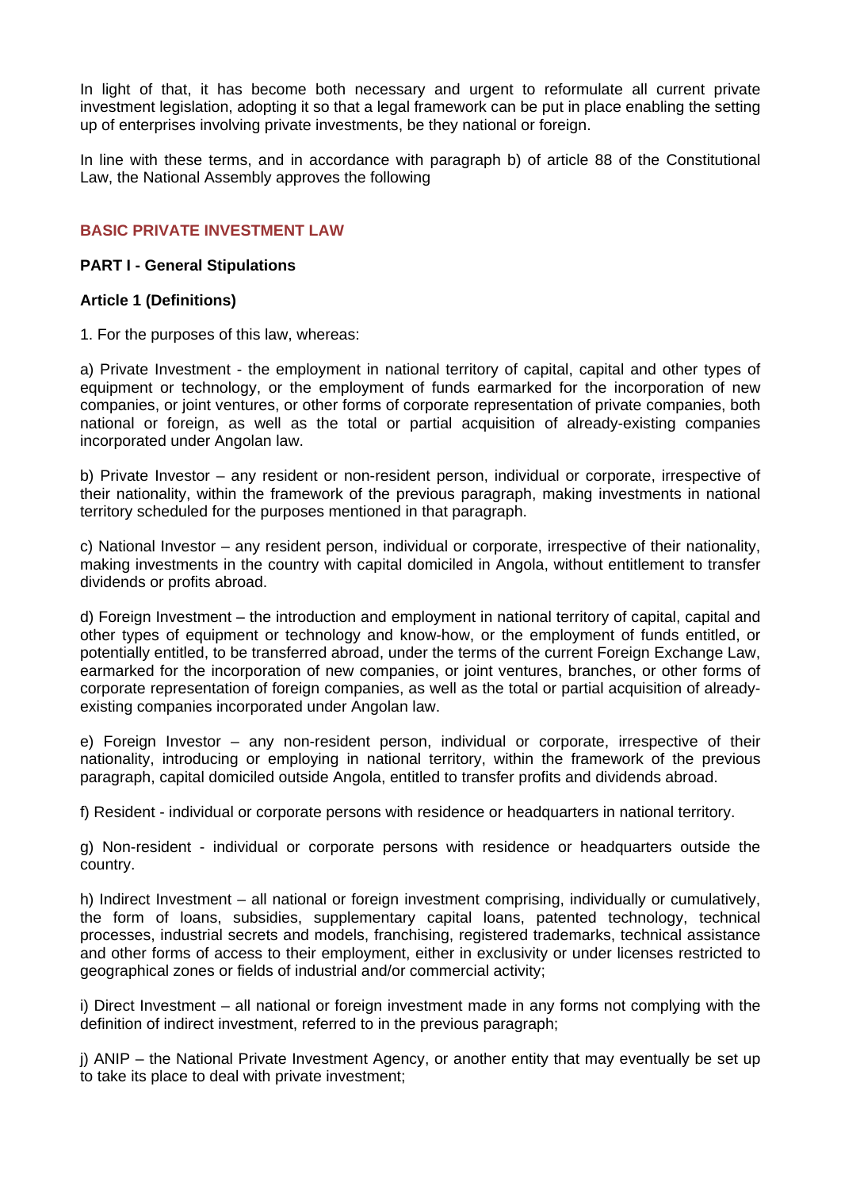In light of that, it has become both necessary and urgent to reformulate all current private investment legislation, adopting it so that a legal framework can be put in place enabling the setting up of enterprises involving private investments, be they national or foreign.

In line with these terms, and in accordance with paragraph b) of article 88 of the Constitutional Law, the National Assembly approves the following

## BASIC PRIVATE INVESTMENT LAW

### PART I - General Stipulations

#### Article 1 (Definitions)

1. For the purposes of this law, whereas:

a) Private Investment - the employment in national territory of capital, capital and other types of equipment or technology, or the employment of funds earmarked for the incorporation of new companies, or joint ventures, or other forms of corporate representation of private companies, both national or foreign, as well as the total or partial acquisition of already-existing companies incorporated under Angolan law.

b) Private Investor – any resident or non-resident person, individual or corporate, irrespective of their nationality, within the framework of the previous paragraph, making investments in national territory scheduled for the purposes mentioned in that paragraph.

c) National Investor – any resident person, individual or corporate, irrespective of their nationality, making investments in the country with capital domiciled in Angola, without entitlement to transfer dividends or profits abroad.

d) Foreign Investment – the introduction and employment in national territory of capital, capital and other types of equipment or technology and know-how, or the employment of funds entitled, or potentially entitled, to be transferred abroad, under the terms of the current Foreign Exchange Law, earmarked for the incorporation of new companies, or joint ventures, branches, or other forms of corporate representation of foreign companies, as well as the total or partial acquisition of already-existing companies incorporated under Angolan law.

e) Foreign Investor – any non-resident person, individual or corporate, irrespective of their nationality, introducing or employing in national territory, within the framework of the previous paragraph, capital domiciled outside Angola, entitled to transfer profits and dividends abroad.

f) Resident - individual or corporate persons with residence or headquarters in national territory.

g) Non-resident - individual or corporate persons with residence or headquarters outside the country.

h) Indirect Investment – all national or foreign investment comprising, individually or cumulatively, the form of loans, subsidies, supplementary capital loans, patented technology, technical processes, industrial secrets and models, franchising, registered trademarks, technical assistance and other forms of access to their employment, either in exclusivity or under licenses restricted to geographical zones or fields of industrial and/or commercial activity;

i) Direct Investment – all national or foreign investment made in any forms not complying with the definition of indirect investment, referred to in the previous paragraph;

j) ANIP – the National Private Investment Agency, or another entity that may eventually be set up to take its place to deal with private investment;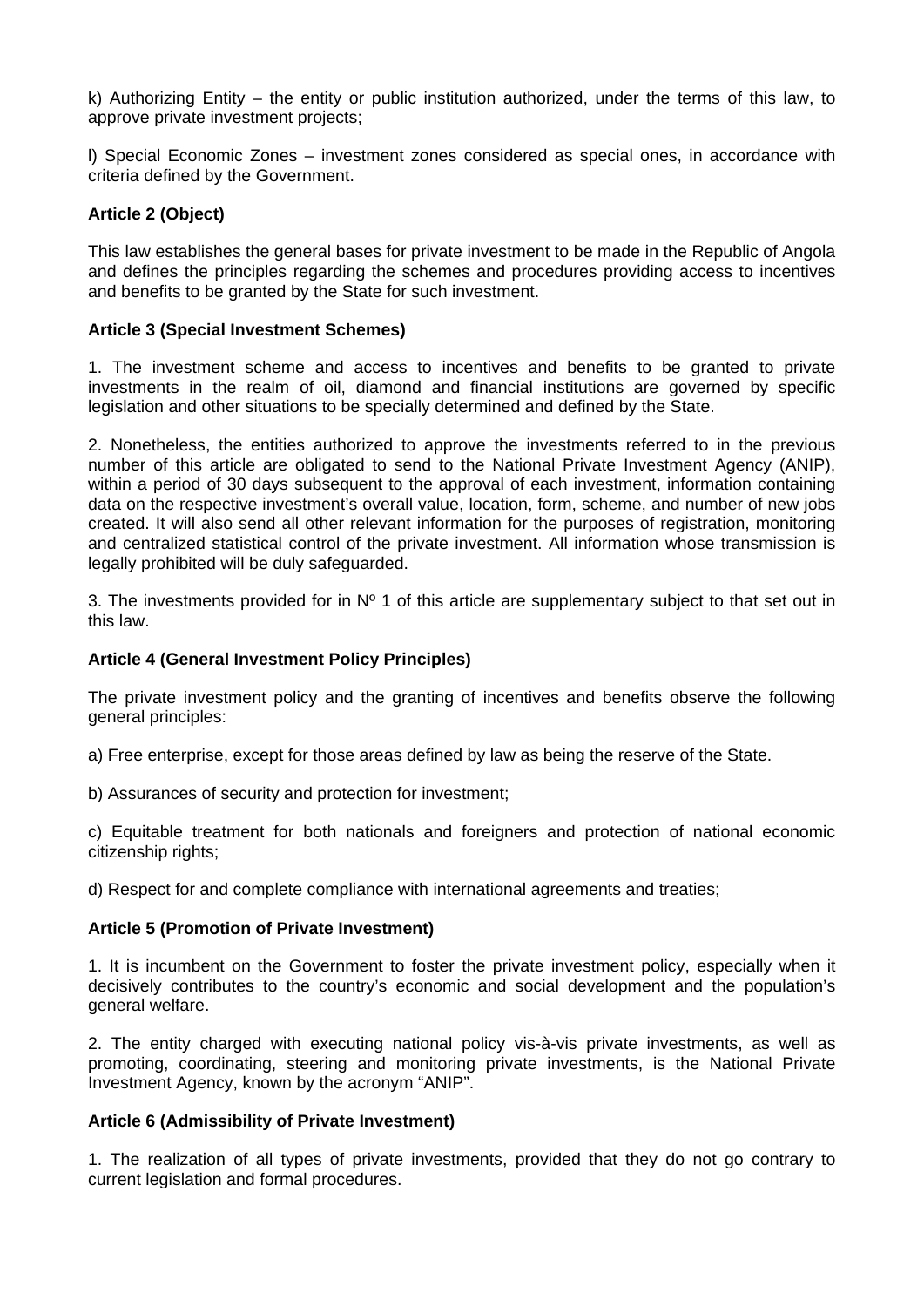k) Authorizing Entity – the entity or public institution authorized, under the terms of this law, to approve private investment projects;

l) Special Economic Zones – investment zones considered as special ones, in accordance with criteria defined by the Government.

**Article 2 (Object)**

This law establishes the general bases for private investment to be made in the Republic of Angola and defines the principles regarding the schemes and procedures providing access to incentives and benefits to be granted by the State for such investment.

**Article 3 (Special Investment Schemes)**

1. The investment scheme and access to incentives and benefits to be granted to private investments in the realm of oil, diamond and financial institutions are governed by specific legislation and other situations to be specially determined and defined by the State.

2. Nonetheless, the entities authorized to approve the investments referred to in the previous number of this article are obligated to send to the National Private Investment Agency (ANIP), within a period of 30 days subsequent to the approval of each investment, information containing data on the respective investment's overall value, location, form, scheme, and number of new jobs created. It will also send all other relevant information for the purposes of registration, monitoring and centralized statistical control of the private investment. All information whose transmission is legally prohibited will be duly safeguarded.

3. The investments provided for in Nº 1 of this article are supplementary subject to that set out in this law.

**Article 4 (General Investment Policy Principles)**

The private investment policy and the granting of incentives and benefits observe the following general principles:

a) Free enterprise, except for those areas defined by law as being the reserve of the State.

b) Assurances of security and protection for investment;

c) Equitable treatment for both nationals and foreigners and protection of national economic citizenship rights;

d) Respect for and complete compliance with international agreements and treaties;

**Article 5 (Promotion of Private Investment)**

1. It is incumbent on the Government to foster the private investment policy, especially when it decisively contributes to the country's economic and social development and the population's general welfare.

2. The entity charged with executing national policy vis-à-vis private investments, as well as promoting, coordinating, steering and monitoring private investments, is the National Private Investment Agency, known by the acronym "ANIP".

**Article 6 (Admissibility of Private Investment)**

1. The realization of all types of private investments, provided that they do not go contrary to current legislation and formal procedures.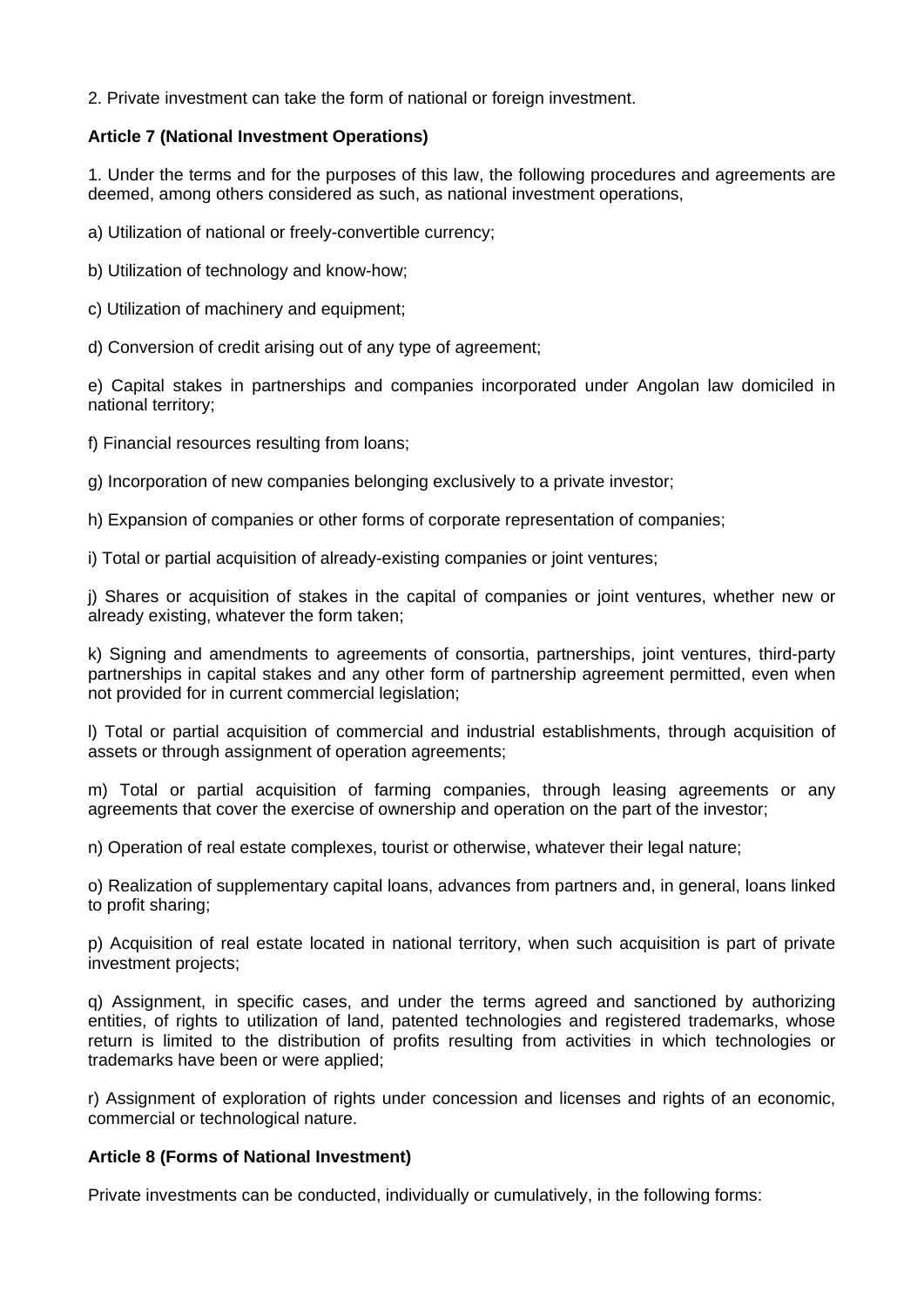2. Private investment can take the form of national or foreign investment.

**Article 7 (National Investment Operations)**

1. Under the terms and for the purposes of this law, the following procedures and agreements are deemed, among others considered as such, as national investment operations,

a) Utilization of national or freely-convertible currency;

b) Utilization of technology and know-how;

c) Utilization of machinery and equipment;

d) Conversion of credit arising out of any type of agreement;

e) Capital stakes in partnerships and companies incorporated under Angolan law domiciled in national territory;

f) Financial resources resulting from loans;

g) Incorporation of new companies belonging exclusively to a private investor;

h) Expansion of companies or other forms of corporate representation of companies;

i) Total or partial acquisition of already-existing companies or joint ventures;

j) Shares or acquisition of stakes in the capital of companies or joint ventures, whether new or already existing, whatever the form taken;

k) Signing and amendments to agreements of consortia, partnerships, joint ventures, third-party partnerships in capital stakes and any other form of partnership agreement permitted, even when not provided for in current commercial legislation;

l) Total or partial acquisition of commercial and industrial establishments, through acquisition of assets or through assignment of operation agreements;

m) Total or partial acquisition of farming companies, through leasing agreements or any agreements that cover the exercise of ownership and operation on the part of the investor;

n) Operation of real estate complexes, tourist or otherwise, whatever their legal nature;

o) Realization of supplementary capital loans, advances from partners and, in general, loans linked to profit sharing;

p) Acquisition of real estate located in national territory, when such acquisition is part of private investment projects;

q) Assignment, in specific cases, and under the terms agreed and sanctioned by authorizing entities, of rights to utilization of land, patented technologies and registered trademarks, whose return is limited to the distribution of profits resulting from activities in which technologies or trademarks have been or were applied;

r) Assignment of exploration of rights under concession and licenses and rights of an economic, commercial or technological nature.

**Article 8 (Forms of National Investment)**

Private investments can be conducted, individually or cumulatively, in the following forms: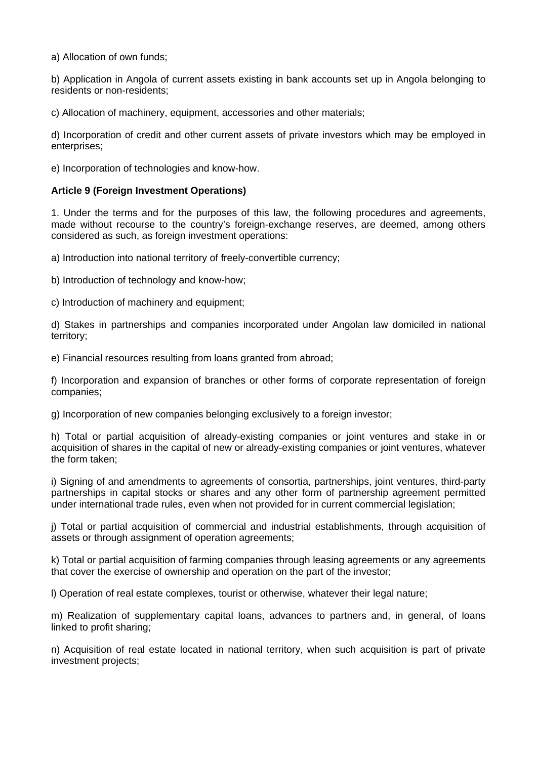a) Allocation of own funds;

b) Application in Angola of current assets existing in bank accounts set up in Angola belonging to residents or non-residents;

c) Allocation of machinery, equipment, accessories and other materials;

d) Incorporation of credit and other current assets of private investors which may be employed in enterprises;

e) Incorporation of technologies and know-how.

**Article 9 (Foreign Investment Operations)**

1. Under the terms and for the purposes of this law, the following procedures and agreements, made without recourse to the country's foreign-exchange reserves, are deemed, among others considered as such, as foreign investment operations:

a) Introduction into national territory of freely-convertible currency;

b) Introduction of technology and know-how;

c) Introduction of machinery and equipment;

d) Stakes in partnerships and companies incorporated under Angolan law domiciled in national territory;

e) Financial resources resulting from loans granted from abroad;

f) Incorporation and expansion of branches or other forms of corporate representation of foreign companies;

g) Incorporation of new companies belonging exclusively to a foreign investor;

h) Total or partial acquisition of already-existing companies or joint ventures and stake in or acquisition of shares in the capital of new or already-existing companies or joint ventures, whatever the form taken;

i) Signing of and amendments to agreements of consortia, partnerships, joint ventures, third-party partnerships in capital stocks or shares and any other form of partnership agreement permitted under international trade rules, even when not provided for in current commercial legislation;

j) Total or partial acquisition of commercial and industrial establishments, through acquisition of assets or through assignment of operation agreements;

k) Total or partial acquisition of farming companies through leasing agreements or any agreements that cover the exercise of ownership and operation on the part of the investor;

l) Operation of real estate complexes, tourist or otherwise, whatever their legal nature;

m) Realization of supplementary capital loans, advances to partners and, in general, of loans linked to profit sharing;

n) Acquisition of real estate located in national territory, when such acquisition is part of private investment projects;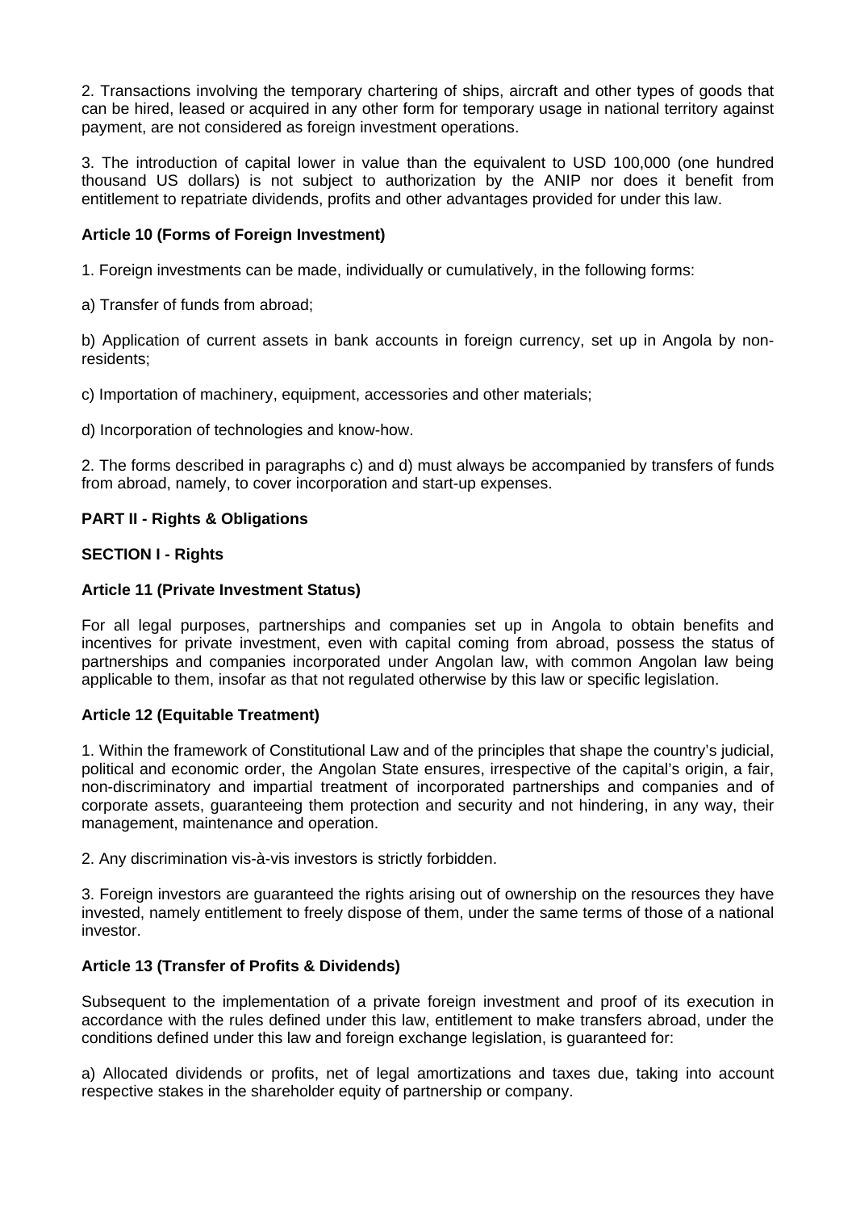2. Transactions involving the temporary chartering of ships, aircraft and other types of goods that can be hired, leased or acquired in any other form for temporary usage in national territory against payment, are not considered as foreign investment operations.

3. The introduction of capital lower in value than the equivalent to USD 100,000 (one hundred thousand US dollars) is not subject to authorization by the ANIP nor does it benefit from entitlement to repatriate dividends, profits and other advantages provided for under this law.

**Article 10 (Forms of Foreign Investment)**

1. Foreign investments can be made, individually or cumulatively, in the following forms:

a) Transfer of funds from abroad;

b) Application of current assets in bank accounts in foreign currency, set up in Angola by non-residents;

c) Importation of machinery, equipment, accessories and other materials;

d) Incorporation of technologies and know-how.

2. The forms described in paragraphs c) and d) must always be accompanied by transfers of funds from abroad, namely, to cover incorporation and start-up expenses.

**PART II - Rights & Obligations**

**SECTION I - Rights**

**Article 11 (Private Investment Status)**

For all legal purposes, partnerships and companies set up in Angola to obtain benefits and incentives for private investment, even with capital coming from abroad, possess the status of partnerships and companies incorporated under Angolan law, with common Angolan law being applicable to them, insofar as that not regulated otherwise by this law or specific legislation.

**Article 12 (Equitable Treatment)**

1. Within the framework of Constitutional Law and of the principles that shape the country's judicial, political and economic order, the Angolan State ensures, irrespective of the capital's origin, a fair, non-discriminatory and impartial treatment of incorporated partnerships and companies and of corporate assets, guaranteeing them protection and security and not hindering, in any way, their management, maintenance and operation.

2. Any discrimination vis-à-vis investors is strictly forbidden.

3. Foreign investors are guaranteed the rights arising out of ownership on the resources they have invested, namely entitlement to freely dispose of them, under the same terms of those of a national investor.

**Article 13 (Transfer of Profits & Dividends)**

Subsequent to the implementation of a private foreign investment and proof of its execution in accordance with the rules defined under this law, entitlement to make transfers abroad, under the conditions defined under this law and foreign exchange legislation, is guaranteed for:

a) Allocated dividends or profits, net of legal amortizations and taxes due, taking into account respective stakes in the shareholder equity of partnership or company.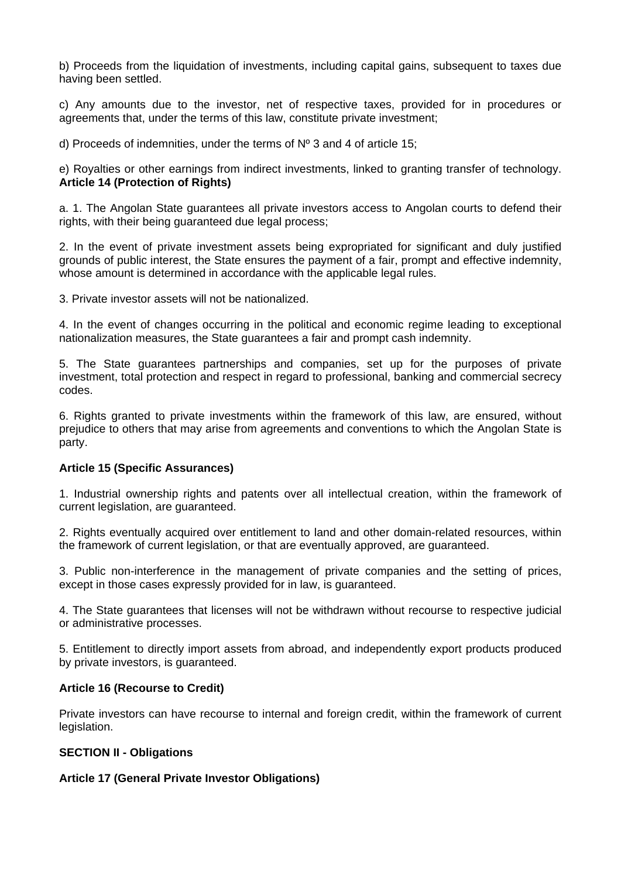b) Proceeds from the liquidation of investments, including capital gains, subsequent to taxes due having been settled.

c) Any amounts due to the investor, net of respective taxes, provided for in procedures or agreements that, under the terms of this law, constitute private investment;

d) Proceeds of indemnities, under the terms of Nº 3 and 4 of article 15;

e) Royalties or other earnings from indirect investments, linked to granting transfer of technology.
**Article 14 (Protection of Rights)**

a. 1. The Angolan State guarantees all private investors access to Angolan courts to defend their rights, with their being guaranteed due legal process;

2. In the event of private investment assets being expropriated for significant and duly justified grounds of public interest, the State ensures the payment of a fair, prompt and effective indemnity, whose amount is determined in accordance with the applicable legal rules.

3. Private investor assets will not be nationalized.

4. In the event of changes occurring in the political and economic regime leading to exceptional nationalization measures, the State guarantees a fair and prompt cash indemnity.

5. The State guarantees partnerships and companies, set up for the purposes of private investment, total protection and respect in regard to professional, banking and commercial secrecy codes.

6. Rights granted to private investments within the framework of this law, are ensured, without prejudice to others that may arise from agreements and conventions to which the Angolan State is party.

**Article 15 (Specific Assurances)**

1. Industrial ownership rights and patents over all intellectual creation, within the framework of current legislation, are guaranteed.

2. Rights eventually acquired over entitlement to land and other domain-related resources, within the framework of current legislation, or that are eventually approved, are guaranteed.

3. Public non-interference in the management of private companies and the setting of prices, except in those cases expressly provided for in law, is guaranteed.

4. The State guarantees that licenses will not be withdrawn without recourse to respective judicial or administrative processes.

5. Entitlement to directly import assets from abroad, and independently export products produced by private investors, is guaranteed.

**Article 16 (Recourse to Credit)**

Private investors can have recourse to internal and foreign credit, within the framework of current legislation.

**SECTION II - Obligations**

**Article 17 (General Private Investor Obligations)**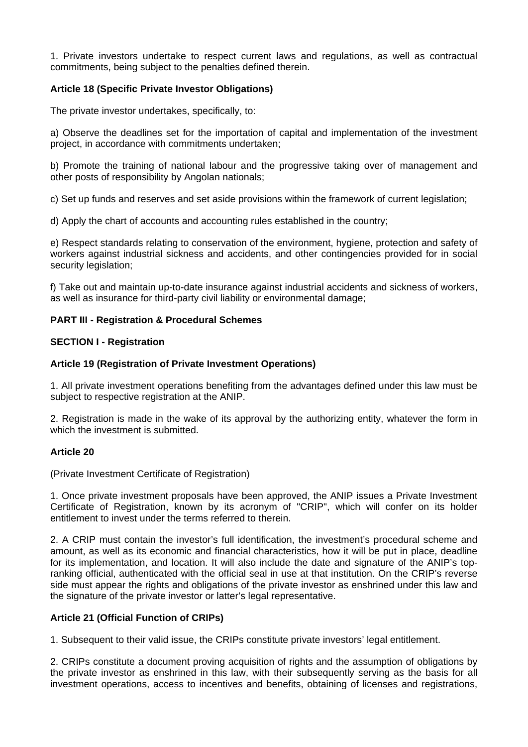1. Private investors undertake to respect current laws and regulations, as well as contractual commitments, being subject to the penalties defined therein.

**Article 18 (Specific Private Investor Obligations)**

The private investor undertakes, specifically, to:

a) Observe the deadlines set for the importation of capital and implementation of the investment project, in accordance with commitments undertaken;

b) Promote the training of national labour and the progressive taking over of management and other posts of responsibility by Angolan nationals;

c) Set up funds and reserves and set aside provisions within the framework of current legislation;

d) Apply the chart of accounts and accounting rules established in the country;

e) Respect standards relating to conservation of the environment, hygiene, protection and safety of workers against industrial sickness and accidents, and other contingencies provided for in social security legislation;

f) Take out and maintain up-to-date insurance against industrial accidents and sickness of workers, as well as insurance for third-party civil liability or environmental damage;

**PART III - Registration & Procedural Schemes**

**SECTION I - Registration**

**Article 19 (Registration of Private Investment Operations)**

1. All private investment operations benefiting from the advantages defined under this law must be subject to respective registration at the ANIP.

2. Registration is made in the wake of its approval by the authorizing entity, whatever the form in which the investment is submitted.

**Article 20**

(Private Investment Certificate of Registration)

1. Once private investment proposals have been approved, the ANIP issues a Private Investment Certificate of Registration, known by its acronym of "CRIP", which will confer on its holder entitlement to invest under the terms referred to therein.

2. A CRIP must contain the investor's full identification, the investment's procedural scheme and amount, as well as its economic and financial characteristics, how it will be put in place, deadline for its implementation, and location. It will also include the date and signature of the ANIP's top-ranking official, authenticated with the official seal in use at that institution. On the CRIP's reverse side must appear the rights and obligations of the private investor as enshrined under this law and the signature of the private investor or latter's legal representative.

**Article 21 (Official Function of CRIPs)**

1. Subsequent to their valid issue, the CRIPs constitute private investors' legal entitlement.

2. CRIPs constitute a document proving acquisition of rights and the assumption of obligations by the private investor as enshrined in this law, with their subsequently serving as the basis for all investment operations, access to incentives and benefits, obtaining of licenses and registrations,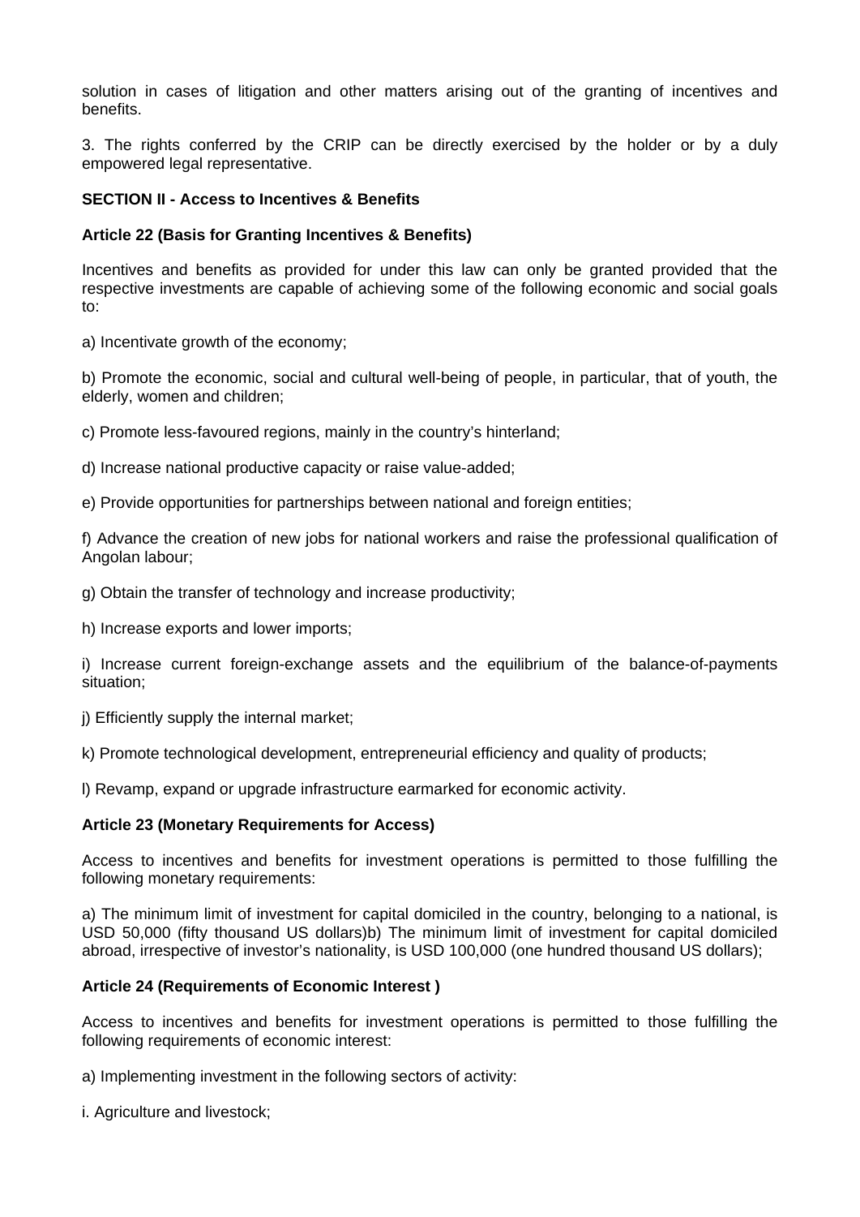solution in cases of litigation and other matters arising out of the granting of incentives and benefits.

3. The rights conferred by the CRIP can be directly exercised by the holder or by a duly empowered legal representative.

**SECTION II - Access to Incentives & Benefits**

**Article 22 (Basis for Granting Incentives & Benefits)**

Incentives and benefits as provided for under this law can only be granted provided that the respective investments are capable of achieving some of the following economic and social goals to:

a) Incentivate growth of the economy;

b) Promote the economic, social and cultural well-being of people, in particular, that of youth, the elderly, women and children;

c) Promote less-favoured regions, mainly in the country's hinterland;

d) Increase national productive capacity or raise value-added;

e) Provide opportunities for partnerships between national and foreign entities;

f) Advance the creation of new jobs for national workers and raise the professional qualification of Angolan labour;

g) Obtain the transfer of technology and increase productivity;

h) Increase exports and lower imports;

i) Increase current foreign-exchange assets and the equilibrium of the balance-of-payments situation;

j) Efficiently supply the internal market;

k) Promote technological development, entrepreneurial efficiency and quality of products;

l) Revamp, expand or upgrade infrastructure earmarked for economic activity.

**Article 23 (Monetary Requirements for Access)**

Access to incentives and benefits for investment operations is permitted to those fulfilling the following monetary requirements:

a) The minimum limit of investment for capital domiciled in the country, belonging to a national, is USD 50,000 (fifty thousand US dollars)b) The minimum limit of investment for capital domiciled abroad, irrespective of investor's nationality, is USD 100,000 (one hundred thousand US dollars);

**Article 24 (Requirements of Economic Interest )**

Access to incentives and benefits for investment operations is permitted to those fulfilling the following requirements of economic interest:

a) Implementing investment in the following sectors of activity:

i. Agriculture and livestock;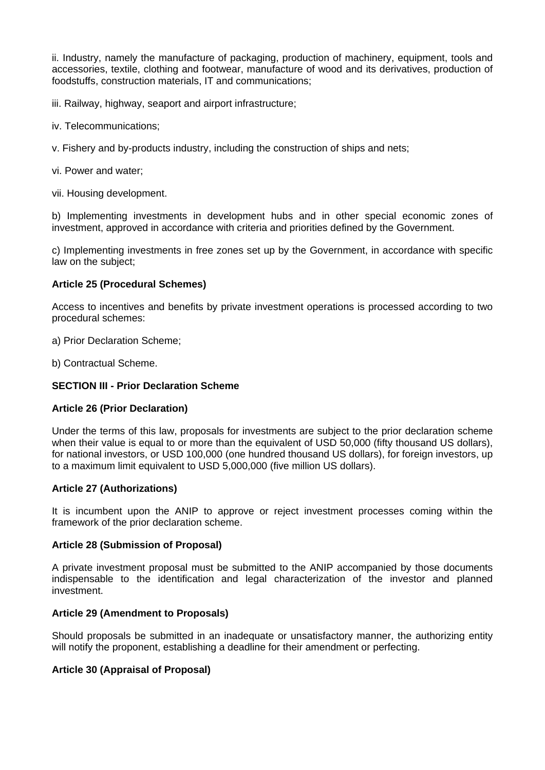ii. Industry, namely the manufacture of packaging, production of machinery, equipment, tools and accessories, textile, clothing and footwear, manufacture of wood and its derivatives, production of foodstuffs, construction materials, IT and communications;

iii. Railway, highway, seaport and airport infrastructure;

iv. Telecommunications;

v. Fishery and by-products industry, including the construction of ships and nets;

vi. Power and water;

vii. Housing development.

b) Implementing investments in development hubs and in other special economic zones of investment, approved in accordance with criteria and priorities defined by the Government.

c) Implementing investments in free zones set up by the Government, in accordance with specific law on the subject;

**Article 25 (Procedural Schemes)**

Access to incentives and benefits by private investment operations is processed according to two procedural schemes:

a) Prior Declaration Scheme;

b) Contractual Scheme.

**SECTION III - Prior Declaration Scheme**

**Article 26 (Prior Declaration)**

Under the terms of this law, proposals for investments are subject to the prior declaration scheme when their value is equal to or more than the equivalent of USD 50,000 (fifty thousand US dollars), for national investors, or USD 100,000 (one hundred thousand US dollars), for foreign investors, up to a maximum limit equivalent to USD 5,000,000 (five million US dollars).

**Article 27 (Authorizations)**

It is incumbent upon the ANIP to approve or reject investment processes coming within the framework of the prior declaration scheme.

**Article 28 (Submission of Proposal)**

A private investment proposal must be submitted to the ANIP accompanied by those documents indispensable to the identification and legal characterization of the investor and planned investment.

**Article 29 (Amendment to Proposals)**

Should proposals be submitted in an inadequate or unsatisfactory manner, the authorizing entity will notify the proponent, establishing a deadline for their amendment or perfecting.

**Article 30 (Appraisal of Proposal)**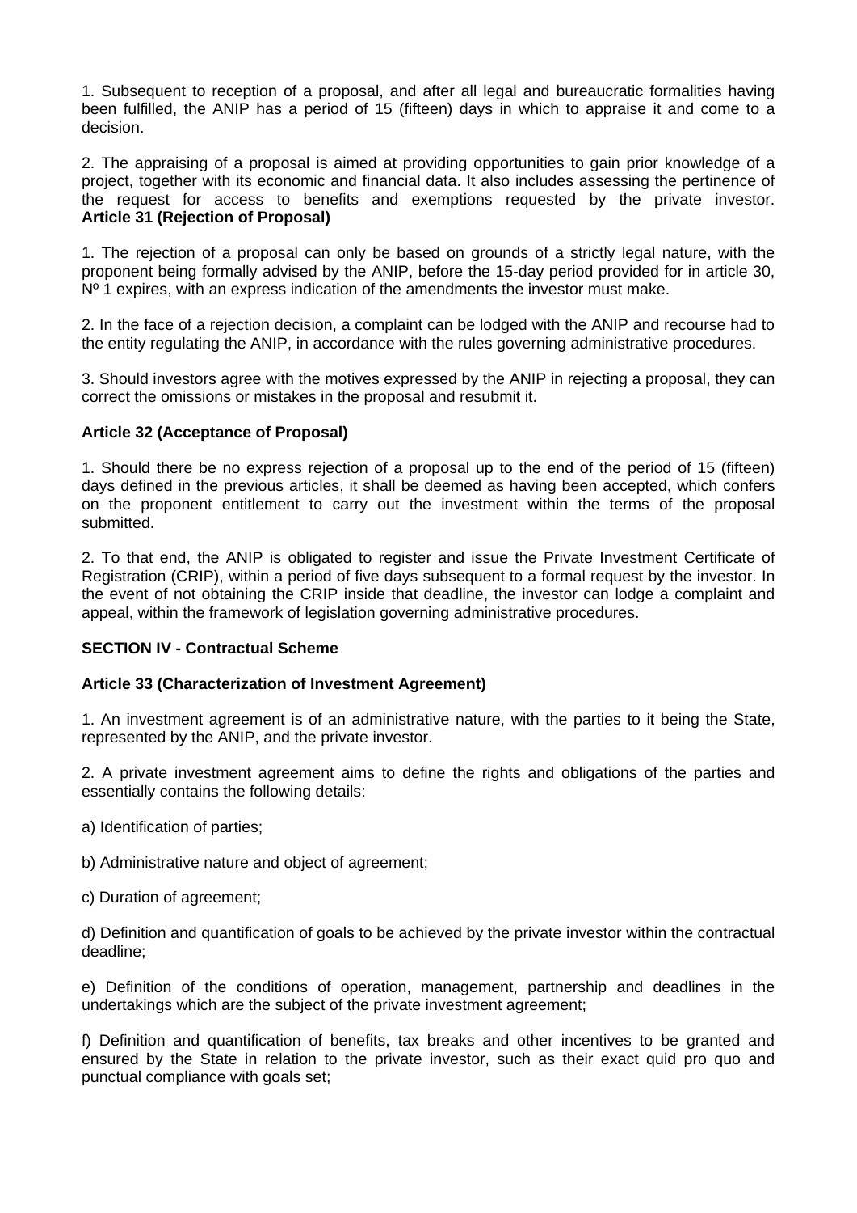1. Subsequent to reception of a proposal, and after all legal and bureaucratic formalities having been fulfilled, the ANIP has a period of 15 (fifteen) days in which to appraise it and come to a decision.

2. The appraising of a proposal is aimed at providing opportunities to gain prior knowledge of a project, together with its economic and financial data. It also includes assessing the pertinence of the request for access to benefits and exemptions requested by the private investor.

**Article 31 (Rejection of Proposal)**

1. The rejection of a proposal can only be based on grounds of a strictly legal nature, with the proponent being formally advised by the ANIP, before the 15-day period provided for in article 30, Nº 1 expires, with an express indication of the amendments the investor must make.

2. In the face of a rejection decision, a complaint can be lodged with the ANIP and recourse had to the entity regulating the ANIP, in accordance with the rules governing administrative procedures.

3. Should investors agree with the motives expressed by the ANIP in rejecting a proposal, they can correct the omissions or mistakes in the proposal and resubmit it.

**Article 32 (Acceptance of Proposal)**

1. Should there be no express rejection of a proposal up to the end of the period of 15 (fifteen) days defined in the previous articles, it shall be deemed as having been accepted, which confers on the proponent entitlement to carry out the investment within the terms of the proposal submitted.

2. To that end, the ANIP is obligated to register and issue the Private Investment Certificate of Registration (CRIP), within a period of five days subsequent to a formal request by the investor. In the event of not obtaining the CRIP inside that deadline, the investor can lodge a complaint and appeal, within the framework of legislation governing administrative procedures.

**SECTION IV - Contractual Scheme**

**Article 33 (Characterization of Investment Agreement)**

1. An investment agreement is of an administrative nature, with the parties to it being the State, represented by the ANIP, and the private investor.

2. A private investment agreement aims to define the rights and obligations of the parties and essentially contains the following details:

a) Identification of parties;

b) Administrative nature and object of agreement;

c) Duration of agreement;

d) Definition and quantification of goals to be achieved by the private investor within the contractual deadline;

e) Definition of the conditions of operation, management, partnership and deadlines in the undertakings which are the subject of the private investment agreement;

f) Definition and quantification of benefits, tax breaks and other incentives to be granted and ensured by the State in relation to the private investor, such as their exact quid pro quo and punctual compliance with goals set;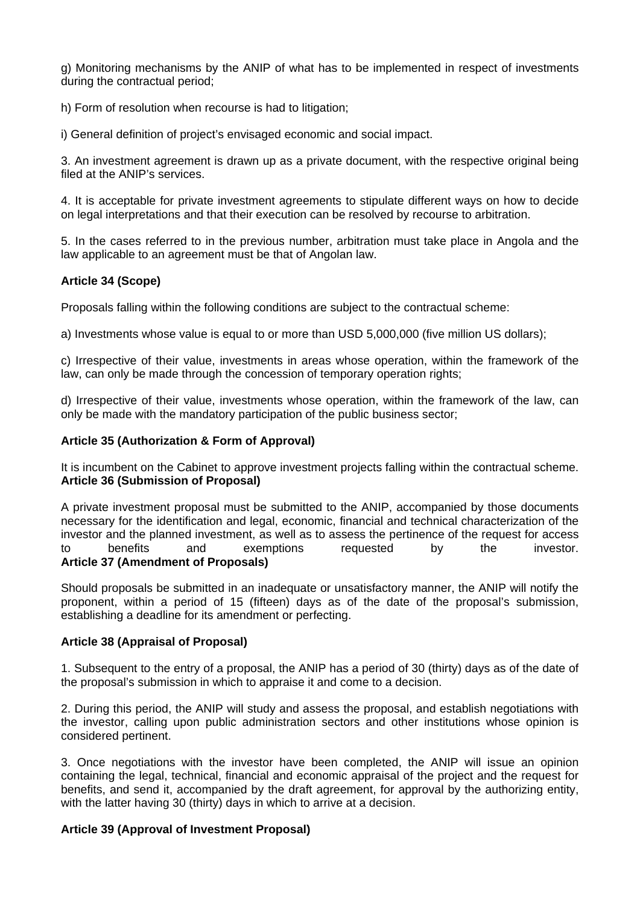g) Monitoring mechanisms by the ANIP of what has to be implemented in respect of investments during the contractual period;

h) Form of resolution when recourse is had to litigation;

i) General definition of project's envisaged economic and social impact.

3. An investment agreement is drawn up as a private document, with the respective original being filed at the ANIP's services.

4. It is acceptable for private investment agreements to stipulate different ways on how to decide on legal interpretations and that their execution can be resolved by recourse to arbitration.

5. In the cases referred to in the previous number, arbitration must take place in Angola and the law applicable to an agreement must be that of Angolan law.

**Article 34 (Scope)**

Proposals falling within the following conditions are subject to the contractual scheme:

a) Investments whose value is equal to or more than USD 5,000,000 (five million US dollars);

c) Irrespective of their value, investments in areas whose operation, within the framework of the law, can only be made through the concession of temporary operation rights;

d) Irrespective of their value, investments whose operation, within the framework of the law, can only be made with the mandatory participation of the public business sector;

**Article 35 (Authorization & Form of Approval)**

It is incumbent on the Cabinet to approve investment projects falling within the contractual scheme.

**Article 36 (Submission of Proposal)**

A private investment proposal must be submitted to the ANIP, accompanied by those documents necessary for the identification and legal, economic, financial and technical characterization of the investor and the planned investment, as well as to assess the pertinence of the request for access to benefits and exemptions requested by the investor.

**Article 37 (Amendment of Proposals)**

Should proposals be submitted in an inadequate or unsatisfactory manner, the ANIP will notify the proponent, within a period of 15 (fifteen) days as of the date of the proposal's submission, establishing a deadline for its amendment or perfecting.

**Article 38 (Appraisal of Proposal)**

1. Subsequent to the entry of a proposal, the ANIP has a period of 30 (thirty) days as of the date of the proposal's submission in which to appraise it and come to a decision.

2. During this period, the ANIP will study and assess the proposal, and establish negotiations with the investor, calling upon public administration sectors and other institutions whose opinion is considered pertinent.

3. Once negotiations with the investor have been completed, the ANIP will issue an opinion containing the legal, technical, financial and economic appraisal of the project and the request for benefits, and send it, accompanied by the draft agreement, for approval by the authorizing entity, with the latter having 30 (thirty) days in which to arrive at a decision.

**Article 39 (Approval of Investment Proposal)**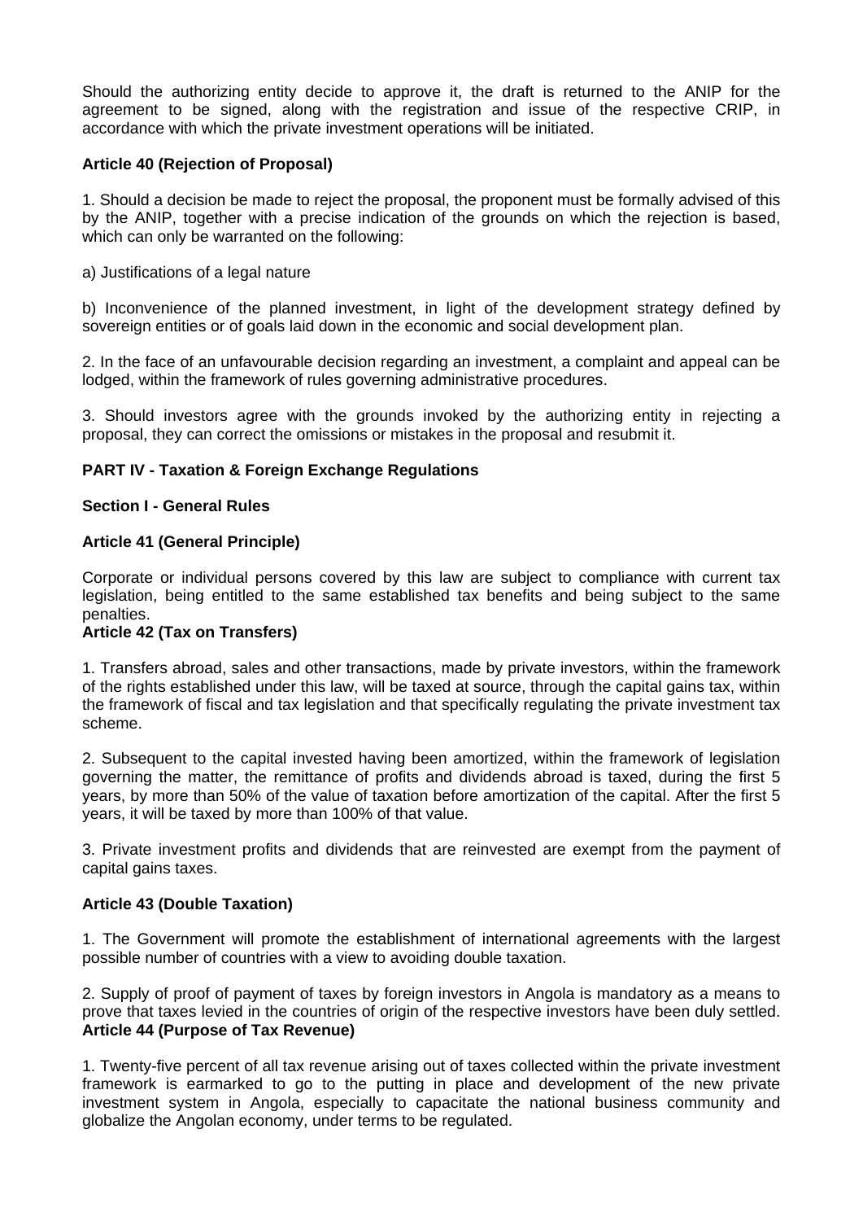Should the authorizing entity decide to approve it, the draft is returned to the ANIP for the agreement to be signed, along with the registration and issue of the respective CRIP, in accordance with which the private investment operations will be initiated.

**Article 40 (Rejection of Proposal)**

1. Should a decision be made to reject the proposal, the proponent must be formally advised of this by the ANIP, together with a precise indication of the grounds on which the rejection is based, which can only be warranted on the following:

a) Justifications of a legal nature

b) Inconvenience of the planned investment, in light of the development strategy defined by sovereign entities or of goals laid down in the economic and social development plan.

2. In the face of an unfavourable decision regarding an investment, a complaint and appeal can be lodged, within the framework of rules governing administrative procedures.

3. Should investors agree with the grounds invoked by the authorizing entity in rejecting a proposal, they can correct the omissions or mistakes in the proposal and resubmit it.

## PART IV - Taxation & Foreign Exchange Regulations

### Section I - General Rules

**Article 41 (General Principle)**

Corporate or individual persons covered by this law are subject to compliance with current tax legislation, being entitled to the same established tax benefits and being subject to the same penalties.

**Article 42 (Tax on Transfers)**

1. Transfers abroad, sales and other transactions, made by private investors, within the framework of the rights established under this law, will be taxed at source, through the capital gains tax, within the framework of fiscal and tax legislation and that specifically regulating the private investment tax scheme.

2. Subsequent to the capital invested having been amortized, within the framework of legislation governing the matter, the remittance of profits and dividends abroad is taxed, during the first 5 years, by more than 50% of the value of taxation before amortization of the capital. After the first 5 years, it will be taxed by more than 100% of that value.

3. Private investment profits and dividends that are reinvested are exempt from the payment of capital gains taxes.

**Article 43 (Double Taxation)**

1. The Government will promote the establishment of international agreements with the largest possible number of countries with a view to avoiding double taxation.

2. Supply of proof of payment of taxes by foreign investors in Angola is mandatory as a means to prove that taxes levied in the countries of origin of the respective investors have been duly settled.

**Article 44 (Purpose of Tax Revenue)**

1. Twenty-five percent of all tax revenue arising out of taxes collected within the private investment framework is earmarked to go to the putting in place and development of the new private investment system in Angola, especially to capacitate the national business community and globalize the Angolan economy, under terms to be regulated.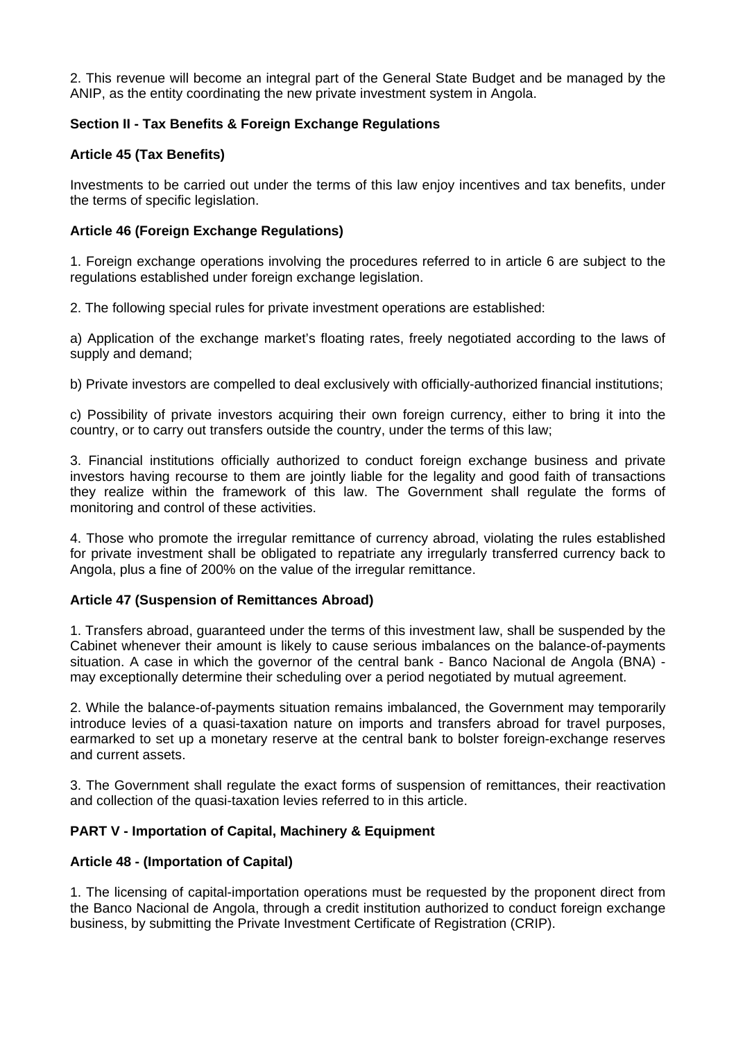2. This revenue will become an integral part of the General State Budget and be managed by the ANIP, as the entity coordinating the new private investment system in Angola.

**Section II - Tax Benefits & Foreign Exchange Regulations**

**Article 45 (Tax Benefits)**

Investments to be carried out under the terms of this law enjoy incentives and tax benefits, under the terms of specific legislation.

**Article 46 (Foreign Exchange Regulations)**

1. Foreign exchange operations involving the procedures referred to in article 6 are subject to the regulations established under foreign exchange legislation.

2. The following special rules for private investment operations are established:

a) Application of the exchange market's floating rates, freely negotiated according to the laws of supply and demand;

b) Private investors are compelled to deal exclusively with officially-authorized financial institutions;

c) Possibility of private investors acquiring their own foreign currency, either to bring it into the country, or to carry out transfers outside the country, under the terms of this law;

3. Financial institutions officially authorized to conduct foreign exchange business and private investors having recourse to them are jointly liable for the legality and good faith of transactions they realize within the framework of this law. The Government shall regulate the forms of monitoring and control of these activities.

4. Those who promote the irregular remittance of currency abroad, violating the rules established for private investment shall be obligated to repatriate any irregularly transferred currency back to Angola, plus a fine of 200% on the value of the irregular remittance.

**Article 47 (Suspension of Remittances Abroad)**

1. Transfers abroad, guaranteed under the terms of this investment law, shall be suspended by the Cabinet whenever their amount is likely to cause serious imbalances on the balance-of-payments situation. A case in which the governor of the central bank - Banco Nacional de Angola (BNA) - may exceptionally determine their scheduling over a period negotiated by mutual agreement.

2. While the balance-of-payments situation remains imbalanced, the Government may temporarily introduce levies of a quasi-taxation nature on imports and transfers abroad for travel purposes, earmarked to set up a monetary reserve at the central bank to bolster foreign-exchange reserves and current assets.

3. The Government shall regulate the exact forms of suspension of remittances, their reactivation and collection of the quasi-taxation levies referred to in this article.

**PART V - Importation of Capital, Machinery & Equipment**

**Article 48 - (Importation of Capital)**

1. The licensing of capital-importation operations must be requested by the proponent direct from the Banco Nacional de Angola, through a credit institution authorized to conduct foreign exchange business, by submitting the Private Investment Certificate of Registration (CRIP).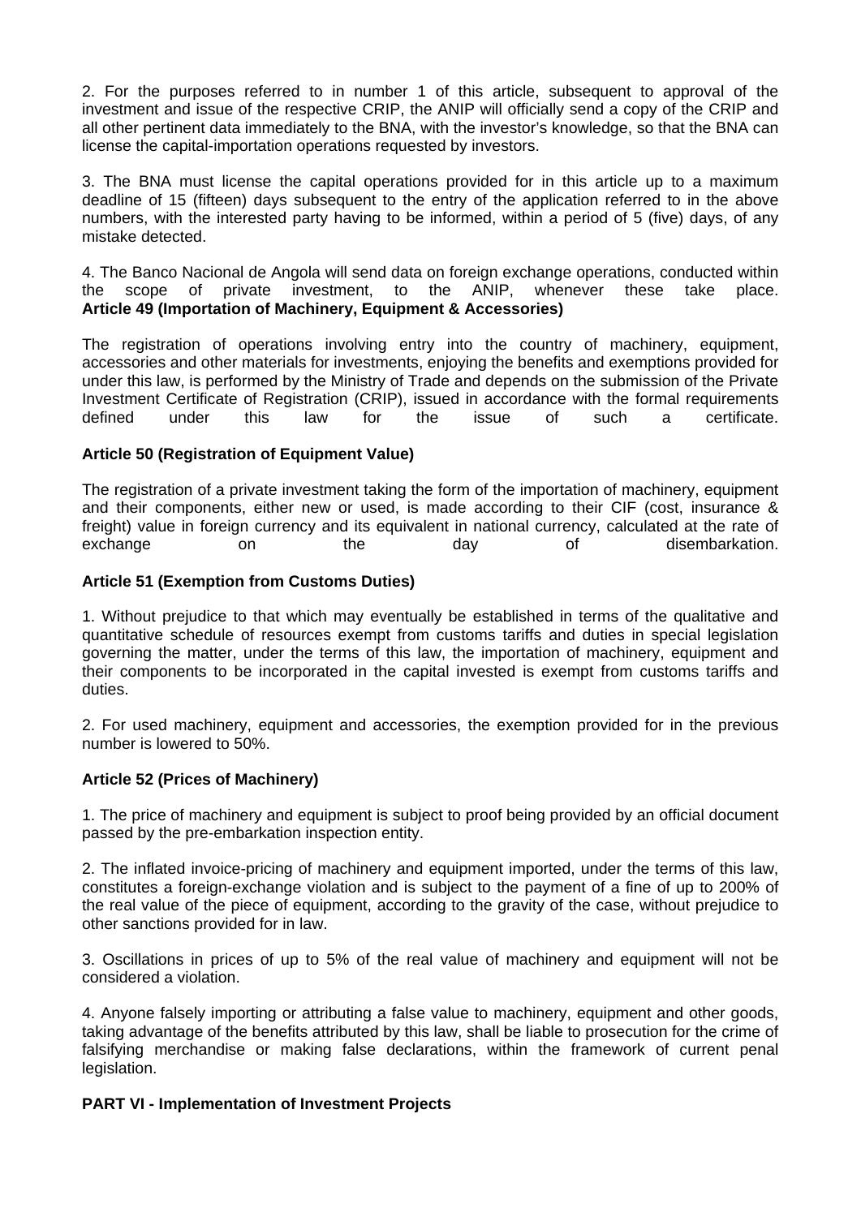2. For the purposes referred to in number 1 of this article, subsequent to approval of the investment and issue of the respective CRIP, the ANIP will officially send a copy of the CRIP and all other pertinent data immediately to the BNA, with the investor's knowledge, so that the BNA can license the capital-importation operations requested by investors.

3. The BNA must license the capital operations provided for in this article up to a maximum deadline of 15 (fifteen) days subsequent to the entry of the application referred to in the above numbers, with the interested party having to be informed, within a period of 5 (five) days, of any mistake detected.

4. The Banco Nacional de Angola will send data on foreign exchange operations, conducted within the scope of private investment, to the ANIP, whenever these take place.

**Article 49 (Importation of Machinery, Equipment & Accessories)**

The registration of operations involving entry into the country of machinery, equipment, accessories and other materials for investments, enjoying the benefits and exemptions provided for under this law, is performed by the Ministry of Trade and depends on the submission of the Private Investment Certificate of Registration (CRIP), issued in accordance with the formal requirements defined under this law for the issue of such a certificate.

**Article 50 (Registration of Equipment Value)**

The registration of a private investment taking the form of the importation of machinery, equipment and their components, either new or used, is made according to their CIF (cost, insurance & freight) value in foreign currency and its equivalent in national currency, calculated at the rate of exchange on the day of disembarkation.

**Article 51 (Exemption from Customs Duties)**

1. Without prejudice to that which may eventually be established in terms of the qualitative and quantitative schedule of resources exempt from customs tariffs and duties in special legislation governing the matter, under the terms of this law, the importation of machinery, equipment and their components to be incorporated in the capital invested is exempt from customs tariffs and duties.

2. For used machinery, equipment and accessories, the exemption provided for in the previous number is lowered to 50%.

**Article 52 (Prices of Machinery)**

1. The price of machinery and equipment is subject to proof being provided by an official document passed by the pre-embarkation inspection entity.

2. The inflated invoice-pricing of machinery and equipment imported, under the terms of this law, constitutes a foreign-exchange violation and is subject to the payment of a fine of up to 200% of the real value of the piece of equipment, according to the gravity of the case, without prejudice to other sanctions provided for in law.

3. Oscillations in prices of up to 5% of the real value of machinery and equipment will not be considered a violation.

4. Anyone falsely importing or attributing a false value to machinery, equipment and other goods, taking advantage of the benefits attributed by this law, shall be liable to prosecution for the crime of falsifying merchandise or making false declarations, within the framework of current penal legislation.

**PART VI - Implementation of Investment Projects**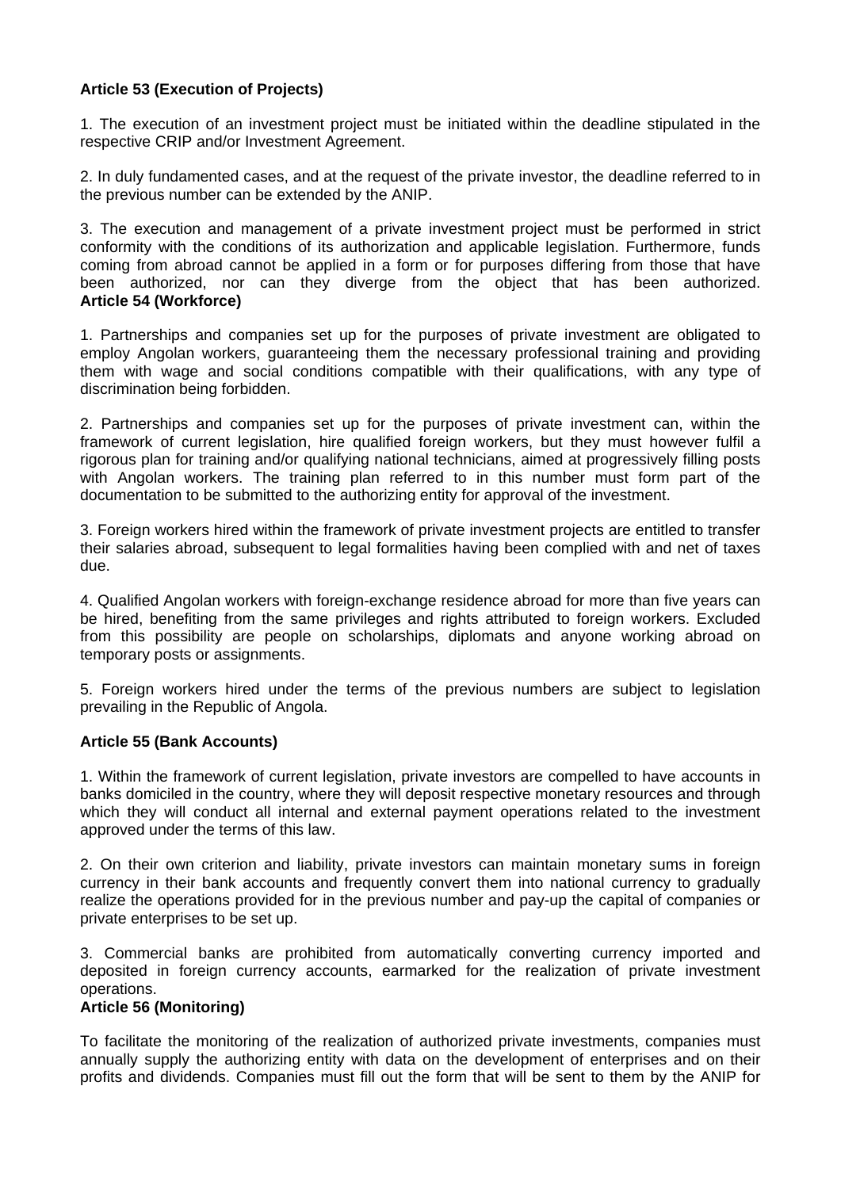**Article 53 (Execution of Projects)**

1. The execution of an investment project must be initiated within the deadline stipulated in the respective CRIP and/or Investment Agreement.

2. In duly fundamented cases, and at the request of the private investor, the deadline referred to in the previous number can be extended by the ANIP.

3. The execution and management of a private investment project must be performed in strict conformity with the conditions of its authorization and applicable legislation. Furthermore, funds coming from abroad cannot be applied in a form or for purposes differing from those that have been authorized, nor can they diverge from the object that has been authorized.

**Article 54 (Workforce)**

1. Partnerships and companies set up for the purposes of private investment are obligated to employ Angolan workers, guaranteeing them the necessary professional training and providing them with wage and social conditions compatible with their qualifications, with any type of discrimination being forbidden.

2. Partnerships and companies set up for the purposes of private investment can, within the framework of current legislation, hire qualified foreign workers, but they must however fulfil a rigorous plan for training and/or qualifying national technicians, aimed at progressively filling posts with Angolan workers. The training plan referred to in this number must form part of the documentation to be submitted to the authorizing entity for approval of the investment.

3. Foreign workers hired within the framework of private investment projects are entitled to transfer their salaries abroad, subsequent to legal formalities having been complied with and net of taxes due.

4. Qualified Angolan workers with foreign-exchange residence abroad for more than five years can be hired, benefiting from the same privileges and rights attributed to foreign workers. Excluded from this possibility are people on scholarships, diplomats and anyone working abroad on temporary posts or assignments.

5. Foreign workers hired under the terms of the previous numbers are subject to legislation prevailing in the Republic of Angola.

**Article 55 (Bank Accounts)**

1. Within the framework of current legislation, private investors are compelled to have accounts in banks domiciled in the country, where they will deposit respective monetary resources and through which they will conduct all internal and external payment operations related to the investment approved under the terms of this law.

2. On their own criterion and liability, private investors can maintain monetary sums in foreign currency in their bank accounts and frequently convert them into national currency to gradually realize the operations provided for in the previous number and pay-up the capital of companies or private enterprises to be set up.

3. Commercial banks are prohibited from automatically converting currency imported and deposited in foreign currency accounts, earmarked for the realization of private investment operations.

**Article 56 (Monitoring)**

To facilitate the monitoring of the realization of authorized private investments, companies must annually supply the authorizing entity with data on the development of enterprises and on their profits and dividends. Companies must fill out the form that will be sent to them by the ANIP for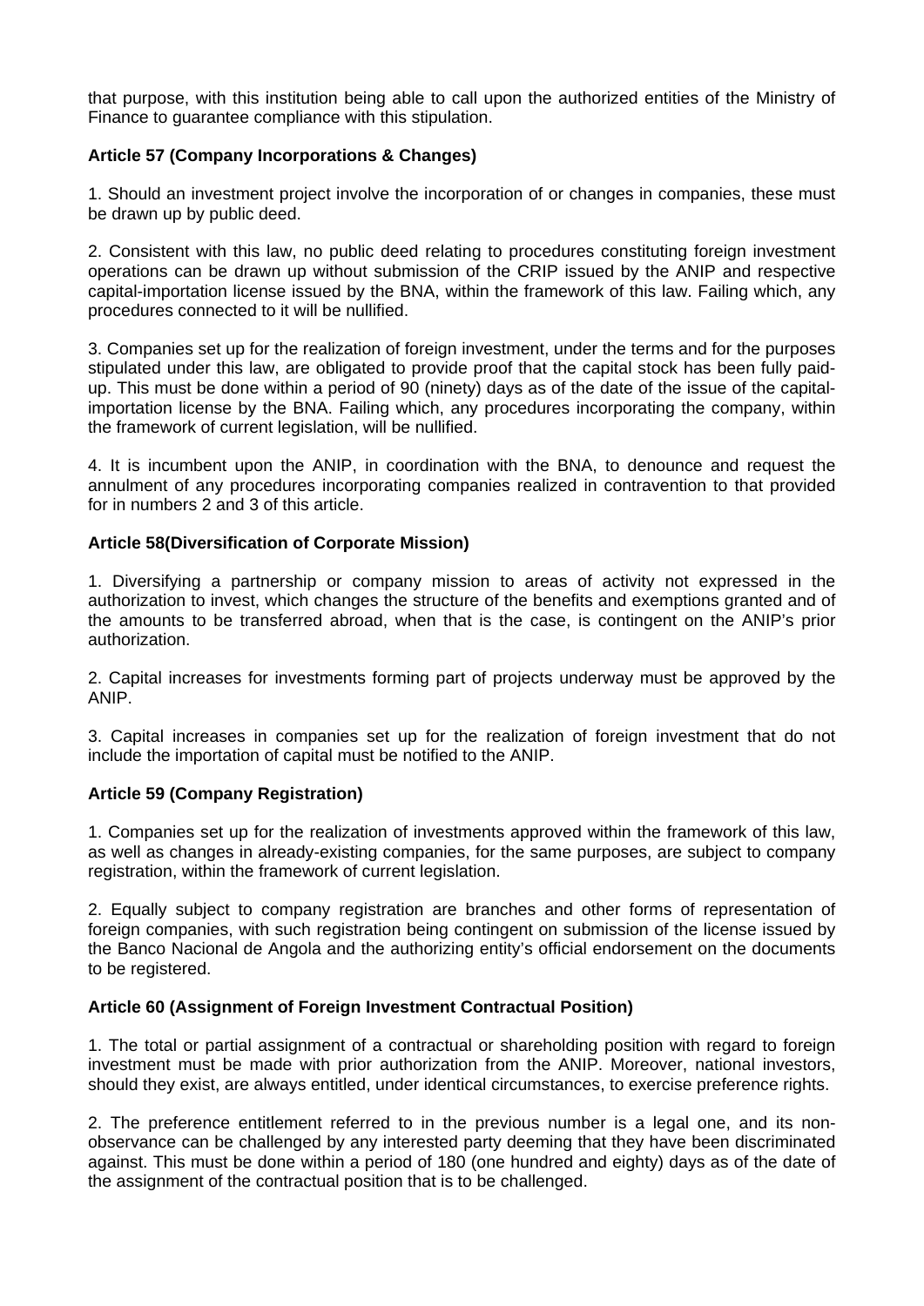that purpose, with this institution being able to call upon the authorized entities of the Ministry of Finance to guarantee compliance with this stipulation.

**Article 57 (Company Incorporations & Changes)**

1. Should an investment project involve the incorporation of or changes in companies, these must be drawn up by public deed.

2. Consistent with this law, no public deed relating to procedures constituting foreign investment operations can be drawn up without submission of the CRIP issued by the ANIP and respective capital-importation license issued by the BNA, within the framework of this law. Failing which, any procedures connected to it will be nullified.

3. Companies set up for the realization of foreign investment, under the terms and for the purposes stipulated under this law, are obligated to provide proof that the capital stock has been fully paid-up. This must be done within a period of 90 (ninety) days as of the date of the issue of the capital-importation license by the BNA. Failing which, any procedures incorporating the company, within the framework of current legislation, will be nullified.

4. It is incumbent upon the ANIP, in coordination with the BNA, to denounce and request the annulment of any procedures incorporating companies realized in contravention to that provided for in numbers 2 and 3 of this article.

**Article 58(Diversification of Corporate Mission)**

1. Diversifying a partnership or company mission to areas of activity not expressed in the authorization to invest, which changes the structure of the benefits and exemptions granted and of the amounts to be transferred abroad, when that is the case, is contingent on the ANIP's prior authorization.

2. Capital increases for investments forming part of projects underway must be approved by the ANIP.

3. Capital increases in companies set up for the realization of foreign investment that do not include the importation of capital must be notified to the ANIP.

**Article 59 (Company Registration)**

1. Companies set up for the realization of investments approved within the framework of this law, as well as changes in already-existing companies, for the same purposes, are subject to company registration, within the framework of current legislation.

2. Equally subject to company registration are branches and other forms of representation of foreign companies, with such registration being contingent on submission of the license issued by the Banco Nacional de Angola and the authorizing entity's official endorsement on the documents to be registered.

**Article 60 (Assignment of Foreign Investment Contractual Position)**

1. The total or partial assignment of a contractual or shareholding position with regard to foreign investment must be made with prior authorization from the ANIP. Moreover, national investors, should they exist, are always entitled, under identical circumstances, to exercise preference rights.

2. The preference entitlement referred to in the previous number is a legal one, and its non-observance can be challenged by any interested party deeming that they have been discriminated against. This must be done within a period of 180 (one hundred and eighty) days as of the date of the assignment of the contractual position that is to be challenged.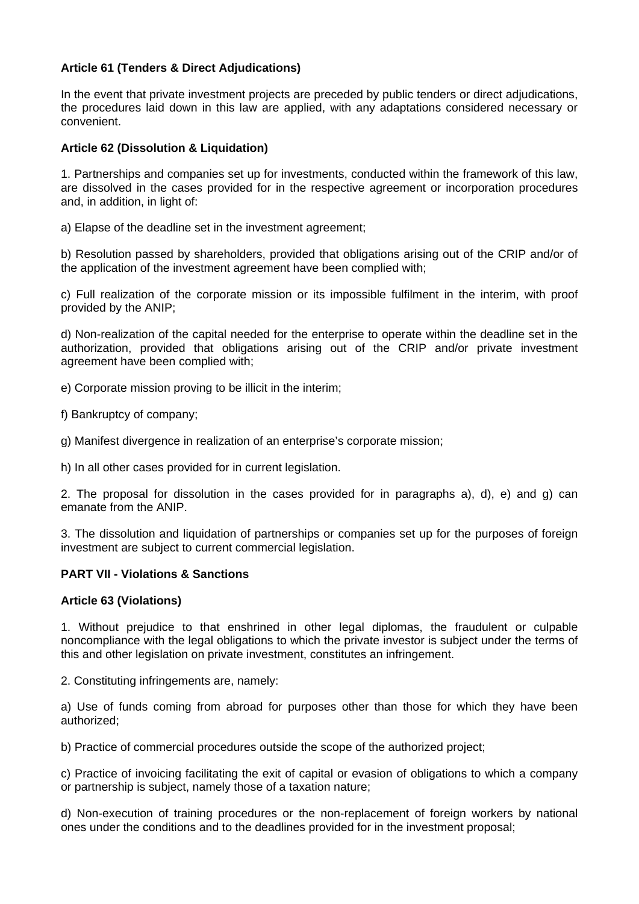**Article 61 (Tenders & Direct Adjudications)**

In the event that private investment projects are preceded by public tenders or direct adjudications, the procedures laid down in this law are applied, with any adaptations considered necessary or convenient.

**Article 62 (Dissolution & Liquidation)**

1. Partnerships and companies set up for investments, conducted within the framework of this law, are dissolved in the cases provided for in the respective agreement or incorporation procedures and, in addition, in light of:

a) Elapse of the deadline set in the investment agreement;

b) Resolution passed by shareholders, provided that obligations arising out of the CRIP and/or of the application of the investment agreement have been complied with;

c) Full realization of the corporate mission or its impossible fulfilment in the interim, with proof provided by the ANIP;

d) Non-realization of the capital needed for the enterprise to operate within the deadline set in the authorization, provided that obligations arising out of the CRIP and/or private investment agreement have been complied with;

e) Corporate mission proving to be illicit in the interim;

f) Bankruptcy of company;

g) Manifest divergence in realization of an enterprise's corporate mission;

h) In all other cases provided for in current legislation.

2. The proposal for dissolution in the cases provided for in paragraphs a), d), e) and g) can emanate from the ANIP.

3. The dissolution and liquidation of partnerships or companies set up for the purposes of foreign investment are subject to current commercial legislation.

**PART VII - Violations & Sanctions**

**Article 63 (Violations)**

1. Without prejudice to that enshrined in other legal diplomas, the fraudulent or culpable noncompliance with the legal obligations to which the private investor is subject under the terms of this and other legislation on private investment, constitutes an infringement.

2. Constituting infringements are, namely:

a) Use of funds coming from abroad for purposes other than those for which they have been authorized;

b) Practice of commercial procedures outside the scope of the authorized project;

c) Practice of invoicing facilitating the exit of capital or evasion of obligations to which a company or partnership is subject, namely those of a taxation nature;

d) Non-execution of training procedures or the non-replacement of foreign workers by national ones under the conditions and to the deadlines provided for in the investment proposal;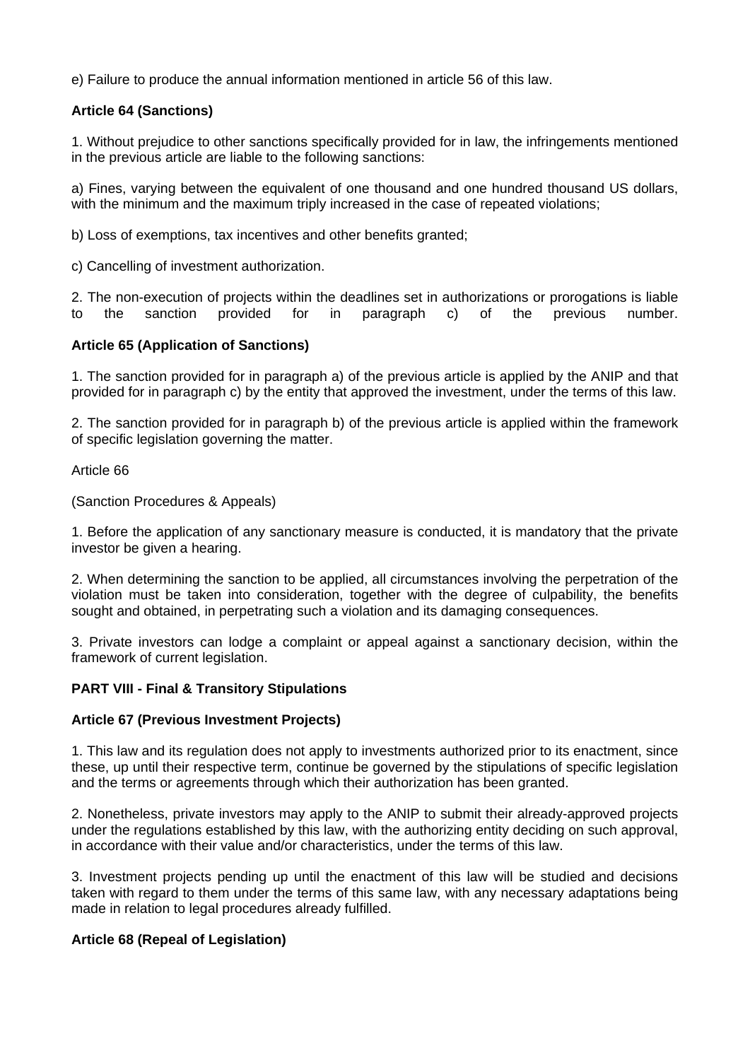e) Failure to produce the annual information mentioned in article 56 of this law.

**Article 64 (Sanctions)**

1. Without prejudice to other sanctions specifically provided for in law, the infringements mentioned in the previous article are liable to the following sanctions:

a) Fines, varying between the equivalent of one thousand and one hundred thousand US dollars, with the minimum and the maximum triply increased in the case of repeated violations;

b) Loss of exemptions, tax incentives and other benefits granted;

c) Cancelling of investment authorization.

2. The non-execution of projects within the deadlines set in authorizations or prorogations is liable to the sanction provided for in paragraph c) of the previous number.

**Article 65 (Application of Sanctions)**

1. The sanction provided for in paragraph a) of the previous article is applied by the ANIP and that provided for in paragraph c) by the entity that approved the investment, under the terms of this law.

2. The sanction provided for in paragraph b) of the previous article is applied within the framework of specific legislation governing the matter.

Article 66

(Sanction Procedures & Appeals)

1. Before the application of any sanctionary measure is conducted, it is mandatory that the private investor be given a hearing.

2. When determining the sanction to be applied, all circumstances involving the perpetration of the violation must be taken into consideration, together with the degree of culpability, the benefits sought and obtained, in perpetrating such a violation and its damaging consequences.

3. Private investors can lodge a complaint or appeal against a sanctionary decision, within the framework of current legislation.

**PART VIII - Final & Transitory Stipulations**

**Article 67 (Previous Investment Projects)**

1. This law and its regulation does not apply to investments authorized prior to its enactment, since these, up until their respective term, continue be governed by the stipulations of specific legislation and the terms or agreements through which their authorization has been granted.

2. Nonetheless, private investors may apply to the ANIP to submit their already-approved projects under the regulations established by this law, with the authorizing entity deciding on such approval, in accordance with their value and/or characteristics, under the terms of this law.

3. Investment projects pending up until the enactment of this law will be studied and decisions taken with regard to them under the terms of this same law, with any necessary adaptations being made in relation to legal procedures already fulfilled.

**Article 68 (Repeal of Legislation)**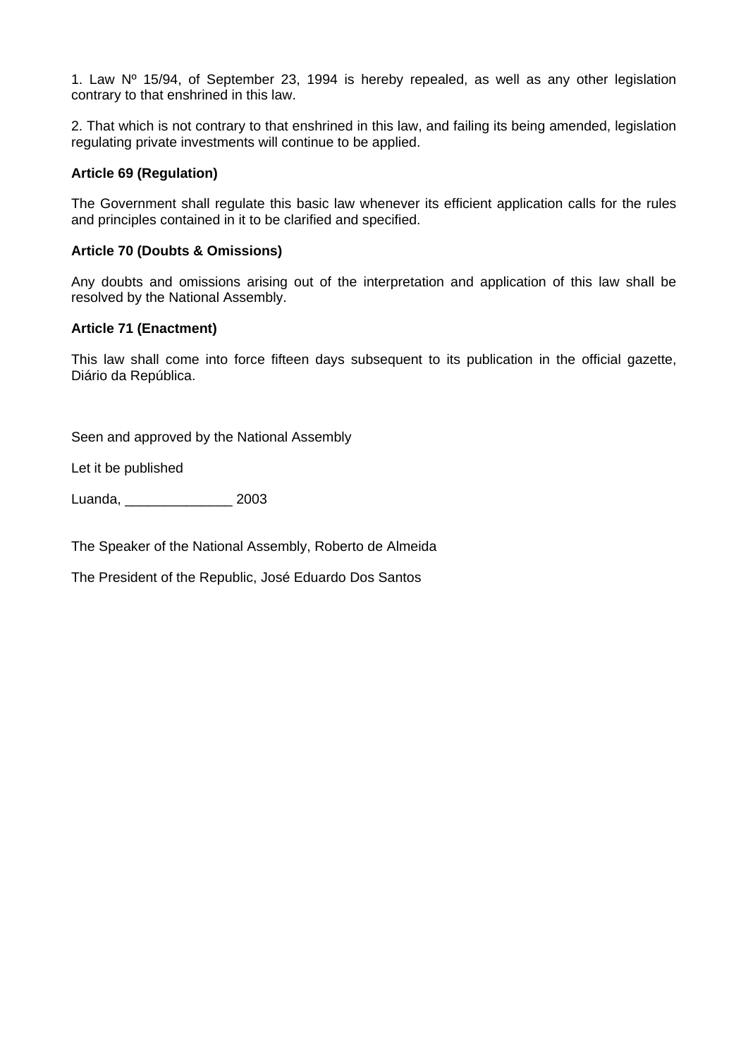1. Law Nº 15/94, of September 23, 1994 is hereby repealed, as well as any other legislation contrary to that enshrined in this law.

2. That which is not contrary to that enshrined in this law, and failing its being amended, legislation regulating private investments will continue to be applied.

**Article 69 (Regulation)**

The Government shall regulate this basic law whenever its efficient application calls for the rules and principles contained in it to be clarified and specified.

**Article 70 (Doubts & Omissions)**

Any doubts and omissions arising out of the interpretation and application of this law shall be resolved by the National Assembly.

**Article 71 (Enactment)**

This law shall come into force fifteen days subsequent to its publication in the official gazette, Diário da República.

Seen and approved by the National Assembly

Let it be published

Luanda, ______________ 2003

The Speaker of the National Assembly, Roberto de Almeida

The President of the Republic, José Eduardo Dos Santos